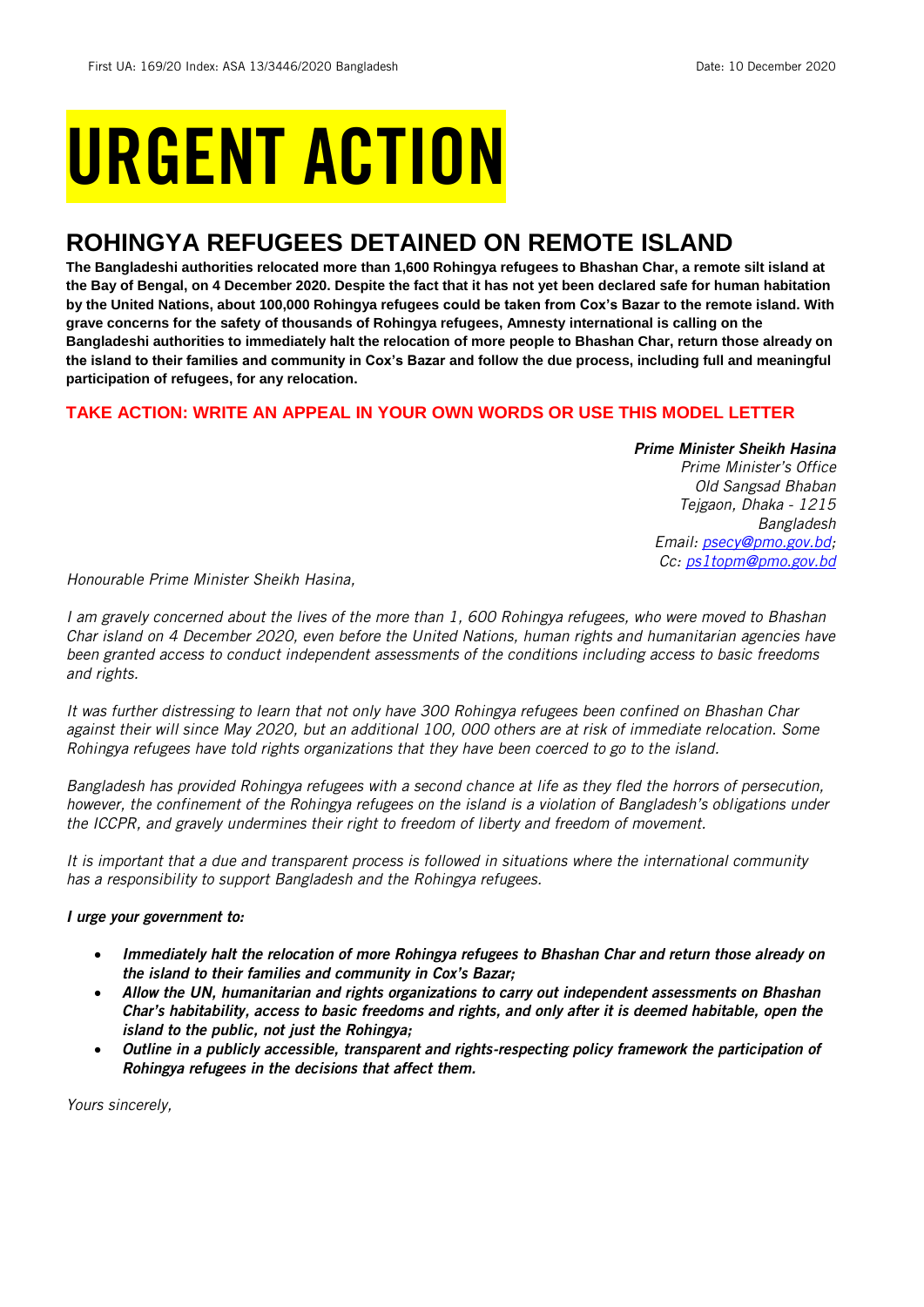First UA: 169/20 Index: ASA 13/3446/2020 Bangladesh Date: 10 December 2020

# URGENT ACTION

## ROHINGYA REFUGEES DETAINED ON REMOTE ISLAND

**The Bangladeshi authorities relocated more than 1,600 Rohingya refugees to Bhashan Char, a remote silt island at the Bay of Bengal, on 4 December 2020. Despite the fact that it has not yet been declared safe for human habitation by the United Nations, about 100,000 Rohingya refugees could be taken from Cox's Bazar to the remote island. With grave concerns for the safety of thousands of Rohingya refugees, Amnesty international is calling on the Bangladeshi authorities to immediately halt the relocation of more people to Bhashan Char, return those already on the island to their families and community in Cox's Bazar and follow the due process, including full and meaningful participation of refugees, for any relocation.**

**TAKE ACTION: WRITE AN APPEAL IN YOUR OWN WORDS OR USE THIS MODEL LETTER**

***Prime Minister Sheikh Hasina***
*Prime Minister's Office*
*Old Sangsad Bhaban*
*Tejgaon, Dhaka - 1215*
*Bangladesh*
*Email: psecy@pmo.gov.bd;*
*Cc: ps1topm@pmo.gov.bd*

*Honourable Prime Minister Sheikh Hasina,*

*I am gravely concerned about the lives of the more than 1, 600 Rohingya refugees, who were moved to Bhashan Char island on 4 December 2020, even before the United Nations, human rights and humanitarian agencies have been granted access to conduct independent assessments of the conditions including access to basic freedoms and rights.*

*It was further distressing to learn that not only have 300 Rohingya refugees been confined on Bhashan Char against their will since May 2020, but an additional 100, 000 others are at risk of immediate relocation. Some Rohingya refugees have told rights organizations that they have been coerced to go to the island.*

*Bangladesh has provided Rohingya refugees with a second chance at life as they fled the horrors of persecution, however, the confinement of the Rohingya refugees on the island is a violation of Bangladesh's obligations under the ICCPR, and gravely undermines their right to freedom of liberty and freedom of movement.*

*It is important that a due and transparent process is followed in situations where the international community has a responsibility to support Bangladesh and the Rohingya refugees.*

***I urge your government to:***

- ***Immediately halt the relocation of more Rohingya refugees to Bhashan Char and return those already on the island to their families and community in Cox's Bazar;***
- ***Allow the UN, humanitarian and rights organizations to carry out independent assessments on Bhashan Char's habitability, access to basic freedoms and rights, and only after it is deemed habitable, open the island to the public, not just the Rohingya;***
- ***Outline in a publicly accessible, transparent and rights-respecting policy framework the participation of Rohingya refugees in the decisions that affect them.***

*Yours sincerely,*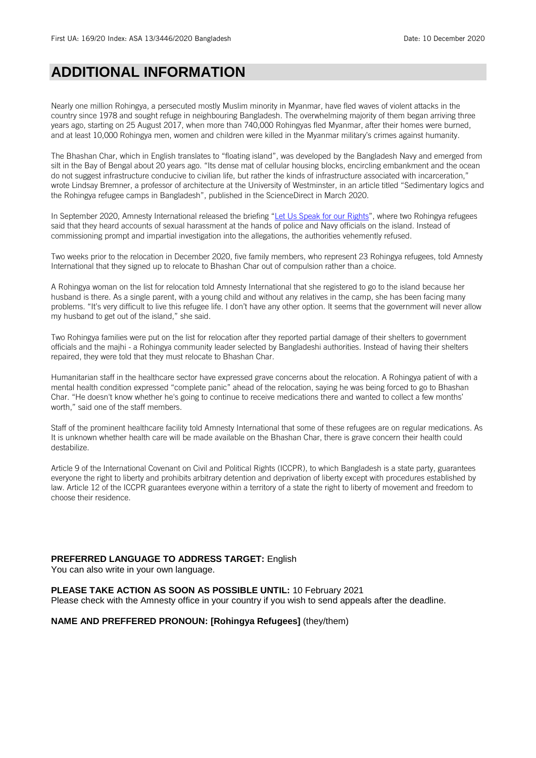# ADDITIONAL INFORMATION

Nearly one million Rohingya, a persecuted mostly Muslim minority in Myanmar, have fled waves of violent attacks in the country since 1978 and sought refuge in neighbouring Bangladesh. The overwhelming majority of them began arriving three years ago, starting on 25 August 2017, when more than 740,000 Rohingyas fled Myanmar, after their homes were burned, and at least 10,000 Rohingya men, women and children were killed in the Myanmar military's crimes against humanity.

The Bhashan Char, which in English translates to "floating island", was developed by the Bangladesh Navy and emerged from silt in the Bay of Bengal about 20 years ago. "Its dense mat of cellular housing blocks, encircling embankment and the ocean do not suggest infrastructure conducive to civilian life, but rather the kinds of infrastructure associated with incarceration," wrote Lindsay Bremner, a professor of architecture at the University of Westminster, in an article titled "Sedimentary logics and the Rohingya refugee camps in Bangladesh", published in the ScienceDirect in March 2020.

In September 2020, Amnesty International released the briefing "[Let Us Speak for our Rights](Let Us Speak for our Rights)", where two Rohingya refugees said that they heard accounts of sexual harassment at the hands of police and Navy officials on the island. Instead of commissioning prompt and impartial investigation into the allegations, the authorities vehemently refused.

Two weeks prior to the relocation in December 2020, five family members, who represent 23 Rohingya refugees, told Amnesty International that they signed up to relocate to Bhashan Char out of compulsion rather than a choice.

A Rohingya woman on the list for relocation told Amnesty International that she registered to go to the island because her husband is there. As a single parent, with a young child and without any relatives in the camp, she has been facing many problems. "It's very difficult to live this refugee life. I don't have any other option. It seems that the government will never allow my husband to get out of the island," she said.

Two Rohingya families were put on the list for relocation after they reported partial damage of their shelters to government officials and the majhi - a Rohingya community leader selected by Bangladeshi authorities. Instead of having their shelters repaired, they were told that they must relocate to Bhashan Char.

Humanitarian staff in the healthcare sector have expressed grave concerns about the relocation. A Rohingya patient of with a mental health condition expressed "complete panic" ahead of the relocation, saying he was being forced to go to Bhashan Char. "He doesn't know whether he's going to continue to receive medications there and wanted to collect a few months' worth," said one of the staff members.

Staff of the prominent healthcare facility told Amnesty International that some of these refugees are on regular medications. As It is unknown whether health care will be made available on the Bhashan Char, there is grave concern their health could destabilize.

Article 9 of the International Covenant on Civil and Political Rights (ICCPR), to which Bangladesh is a state party, guarantees everyone the right to liberty and prohibits arbitrary detention and deprivation of liberty except with procedures established by law. Article 12 of the ICCPR guarantees everyone within a territory of a state the right to liberty of movement and freedom to choose their residence.

**PREFERRED LANGUAGE TO ADDRESS TARGET:** English
You can also write in your own language.

**PLEASE TAKE ACTION AS SOON AS POSSIBLE UNTIL:** 10 February 2021
Please check with the Amnesty office in your country if you wish to send appeals after the deadline.

**NAME AND PREFFERED PRONOUN: [Rohingya Refugees]** (they/them)